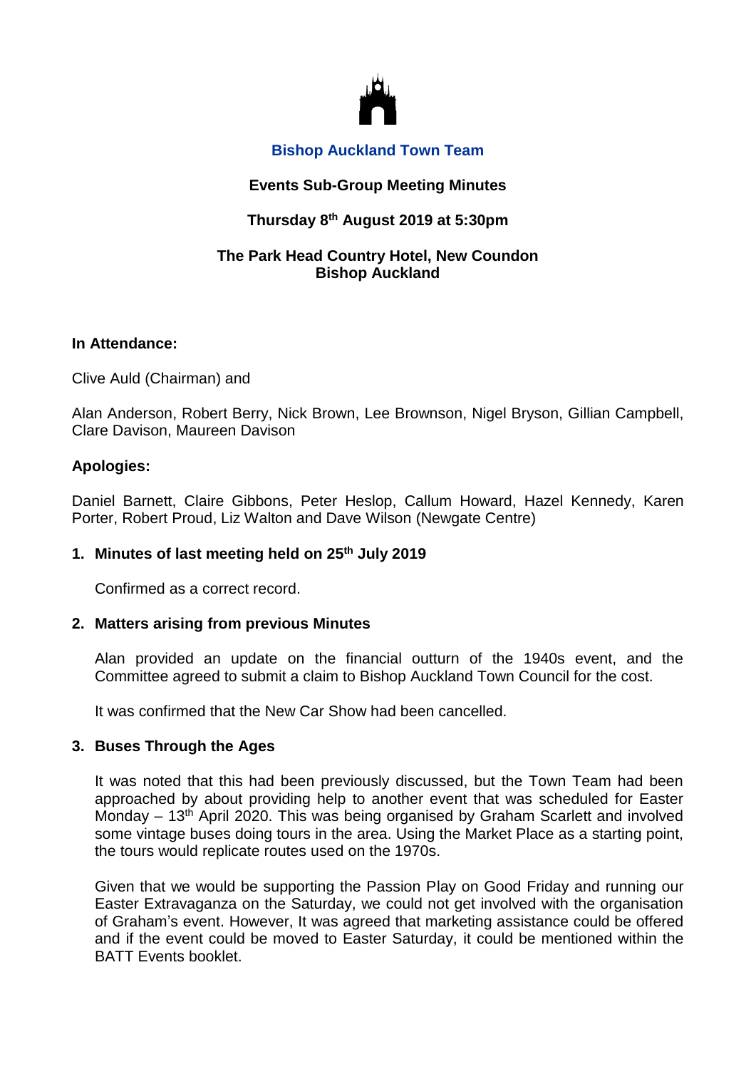## Bishop Auckland Town Team

### Events Sub-Group Meeting Minutes

### Thursday 8th August 2019 at 5:30pm

### The Park Head Country Hotel, New Coundon Bishop Auckland

**In Attendance:**

Clive Auld (Chairman) and

Alan Anderson, Robert Berry, Nick Brown, Lee Brownson, Nigel Bryson, Gillian Campbell, Clare Davison, Maureen Davison

**Apologies:**

Daniel Barnett, Claire Gibbons, Peter Heslop, Callum Howard, Hazel Kennedy, Karen Porter, Robert Proud, Liz Walton and Dave Wilson (Newgate Centre)

**1. Minutes of last meeting held on 25th July 2019**

Confirmed as a correct record.

**2. Matters arising from previous Minutes**

Alan provided an update on the financial outturn of the 1940s event, and the Committee agreed to submit a claim to Bishop Auckland Town Council for the cost.

It was confirmed that the New Car Show had been cancelled.

**3. Buses Through the Ages**

It was noted that this had been previously discussed, but the Town Team had been approached by about providing help to another event that was scheduled for Easter Monday – 13th April 2020. This was being organised by Graham Scarlett and involved some vintage buses doing tours in the area. Using the Market Place as a starting point, the tours would replicate routes used on the 1970s.

Given that we would be supporting the Passion Play on Good Friday and running our Easter Extravaganza on the Saturday, we could not get involved with the organisation of Graham's event. However, It was agreed that marketing assistance could be offered and if the event could be moved to Easter Saturday, it could be mentioned within the BATT Events booklet.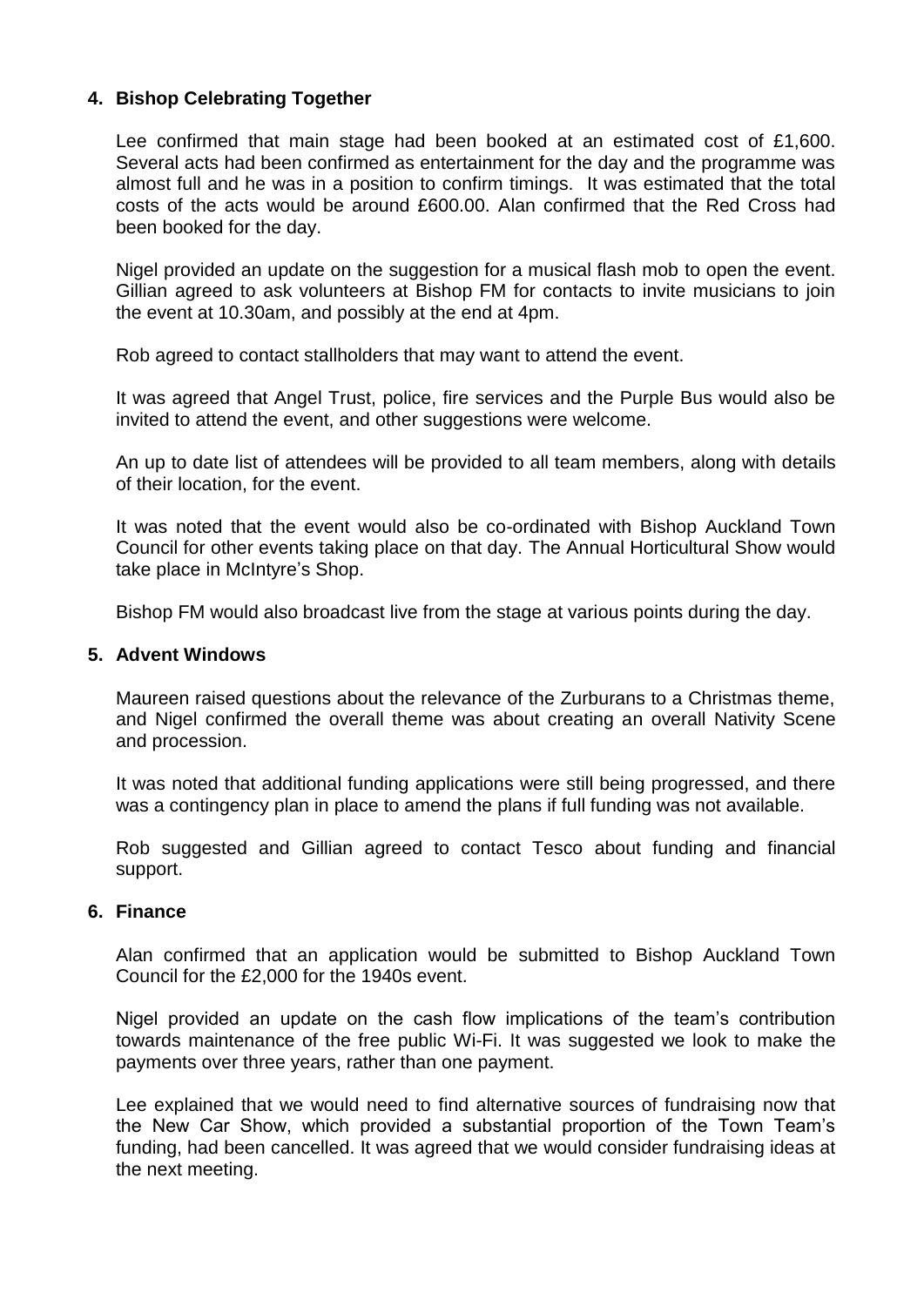**4. Bishop Celebrating Together**

Lee confirmed that main stage had been booked at an estimated cost of £1,600. Several acts had been confirmed as entertainment for the day and the programme was almost full and he was in a position to confirm timings. It was estimated that the total costs of the acts would be around £600.00. Alan confirmed that the Red Cross had been booked for the day.

Nigel provided an update on the suggestion for a musical flash mob to open the event. Gillian agreed to ask volunteers at Bishop FM for contacts to invite musicians to join the event at 10.30am, and possibly at the end at 4pm.

Rob agreed to contact stallholders that may want to attend the event.

It was agreed that Angel Trust, police, fire services and the Purple Bus would also be invited to attend the event, and other suggestions were welcome.

An up to date list of attendees will be provided to all team members, along with details of their location, for the event.

It was noted that the event would also be co-ordinated with Bishop Auckland Town Council for other events taking place on that day. The Annual Horticultural Show would take place in McIntyre's Shop.

Bishop FM would also broadcast live from the stage at various points during the day.

**5. Advent Windows**

Maureen raised questions about the relevance of the Zurburans to a Christmas theme, and Nigel confirmed the overall theme was about creating an overall Nativity Scene and procession.

It was noted that additional funding applications were still being progressed, and there was a contingency plan in place to amend the plans if full funding was not available.

Rob suggested and Gillian agreed to contact Tesco about funding and financial support.

**6. Finance**

Alan confirmed that an application would be submitted to Bishop Auckland Town Council for the £2,000 for the 1940s event.

Nigel provided an update on the cash flow implications of the team's contribution towards maintenance of the free public Wi-Fi. It was suggested we look to make the payments over three years, rather than one payment.

Lee explained that we would need to find alternative sources of fundraising now that the New Car Show, which provided a substantial proportion of the Town Team's funding, had been cancelled. It was agreed that we would consider fundraising ideas at the next meeting.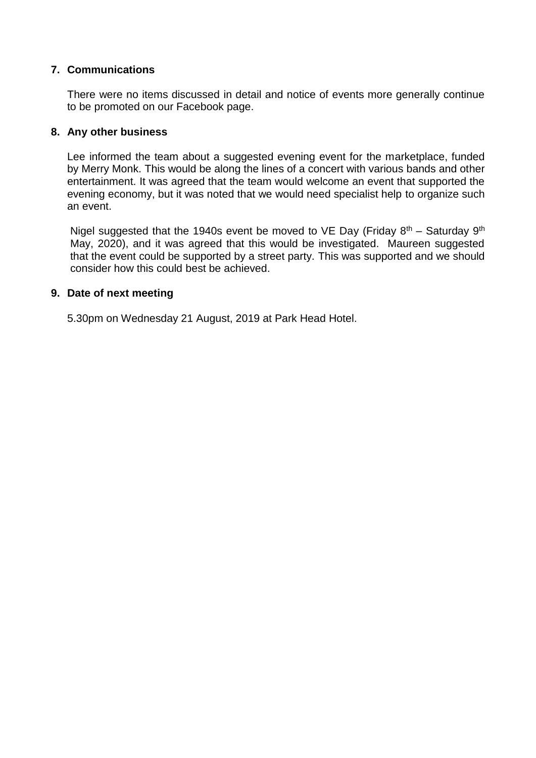## 7. Communications

There were no items discussed in detail and notice of events more generally continue to be promoted on our Facebook page.

## 8. Any other business

Lee informed the team about a suggested evening event for the marketplace, funded by Merry Monk. This would be along the lines of a concert with various bands and other entertainment. It was agreed that the team would welcome an event that supported the evening economy, but it was noted that we would need specialist help to organize such an event.

Nigel suggested that the 1940s event be moved to VE Day (Friday 8th – Saturday 9th May, 2020), and it was agreed that this would be investigated. Maureen suggested that the event could be supported by a street party. This was supported and we should consider how this could best be achieved.

## 9. Date of next meeting

5.30pm on Wednesday 21 August, 2019 at Park Head Hotel.